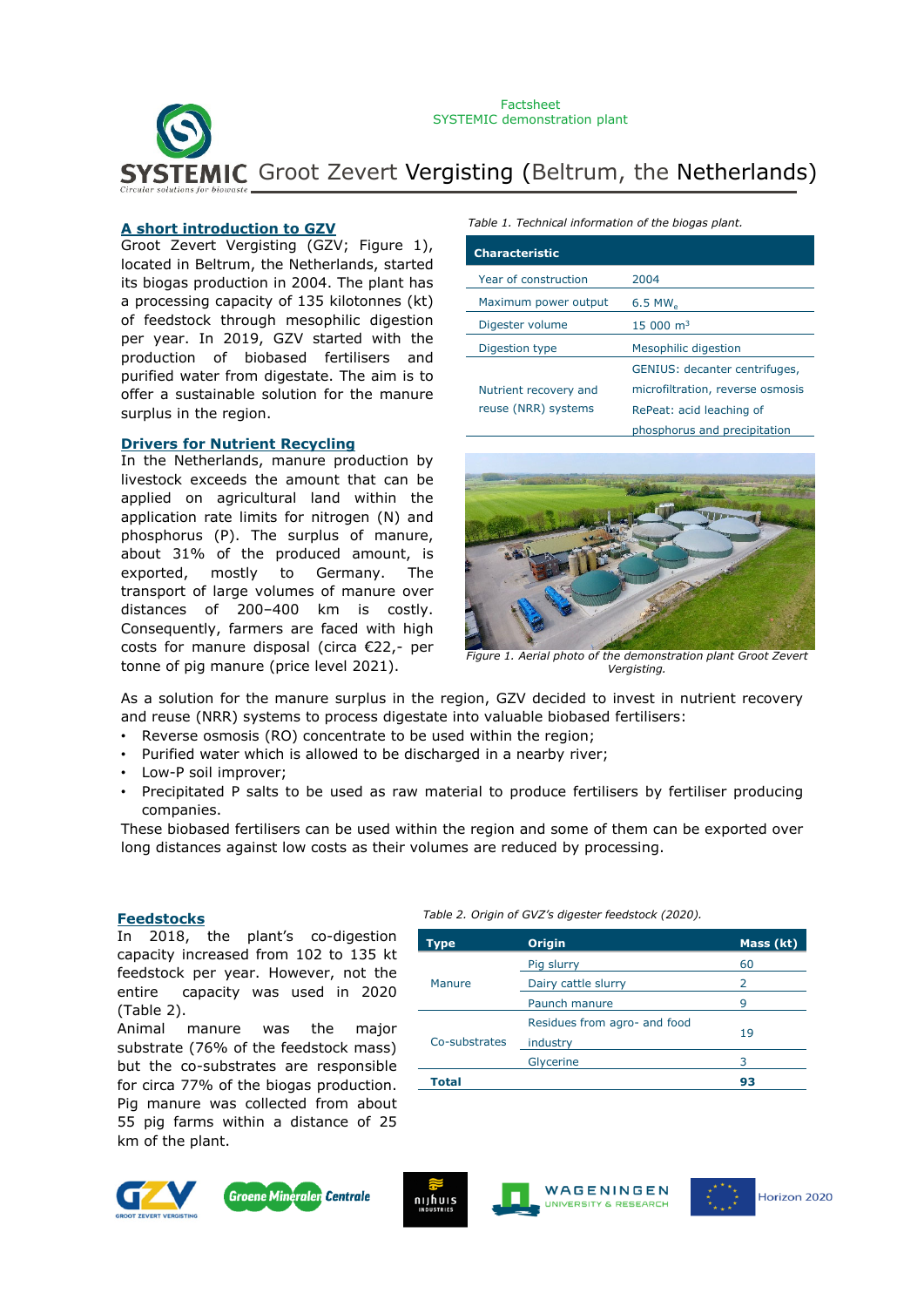Factsheet
SYSTEMIC demonstration plant

# Groot Zevert Vergisting (Beltrum, the Netherlands)

## A short introduction to GZV

Groot Zevert Vergisting (GZV; Figure 1), located in Beltrum, the Netherlands, started its biogas production in 2004. The plant has a processing capacity of 135 kilotonnes (kt) of feedstock through mesophilic digestion per year. In 2019, GZV started with the production of biobased fertilisers and purified water from digestate. The aim is to offer a sustainable solution for the manure surplus in the region.

*Table 1. Technical information of the biogas plant.*

| Characteristic | |
|---|---|
| Year of construction | 2004 |
| Maximum power output | 6.5 $MW_e$ |
| Digester volume | 15 000 $m^3$ |
| Digestion type | Mesophilic digestion |
| Nutrient recovery and reuse (NRR) systems | GENIUS: decanter centrifuges, microfiltration, reverse osmosis<br>RePeat: acid leaching of phosphorus and precipitation |

## Drivers for Nutrient Recycling

In the Netherlands, manure production by livestock exceeds the amount that can be applied on agricultural land within the application rate limits for nitrogen (N) and phosphorus (P). The surplus of manure, about 31% of the produced amount, is exported, mostly to Germany. The transport of large volumes of manure over distances of 200–400 km is costly. Consequently, farmers are faced with high costs for manure disposal (circa €22,- per tonne of pig manure (price level 2021).

*Figure 1. Aerial photo of the demonstration plant Groot Zevert Vergisting.*

As a solution for the manure surplus in the region, GZV decided to invest in nutrient recovery and reuse (NRR) systems to process digestate into valuable biobased fertilisers:

- Reverse osmosis (RO) concentrate to be used within the region;
- Purified water which is allowed to be discharged in a nearby river;
- Low-P soil improver;
- Precipitated P salts to be used as raw material to produce fertilisers by fertiliser producing companies.

These biobased fertilisers can be used within the region and some of them can be exported over long distances against low costs as their volumes are reduced by processing.

## Feedstocks

In 2018, the plant's co-digestion capacity increased from 102 to 135 kt feedstock per year. However, not the entire capacity was used in 2020 (Table 2).

Animal manure was the major substrate (76% of the feedstock mass) but the co-substrates are responsible for circa 77% of the biogas production. Pig manure was collected from about 55 pig farms within a distance of 25 km of the plant.

*Table 2. Origin of GVZ's digester feedstock (2020).*

| Type | Origin | Mass (kt) |
|---|---|---|
| Manure | Pig slurry | 60 |
| | Dairy cattle slurry | 2 |
| | Paunch manure | 9 |
| Co-substrates | Residues from agro- and food industry | 19 |
| | Glycerine | 3 |
| **Total** | | **93** |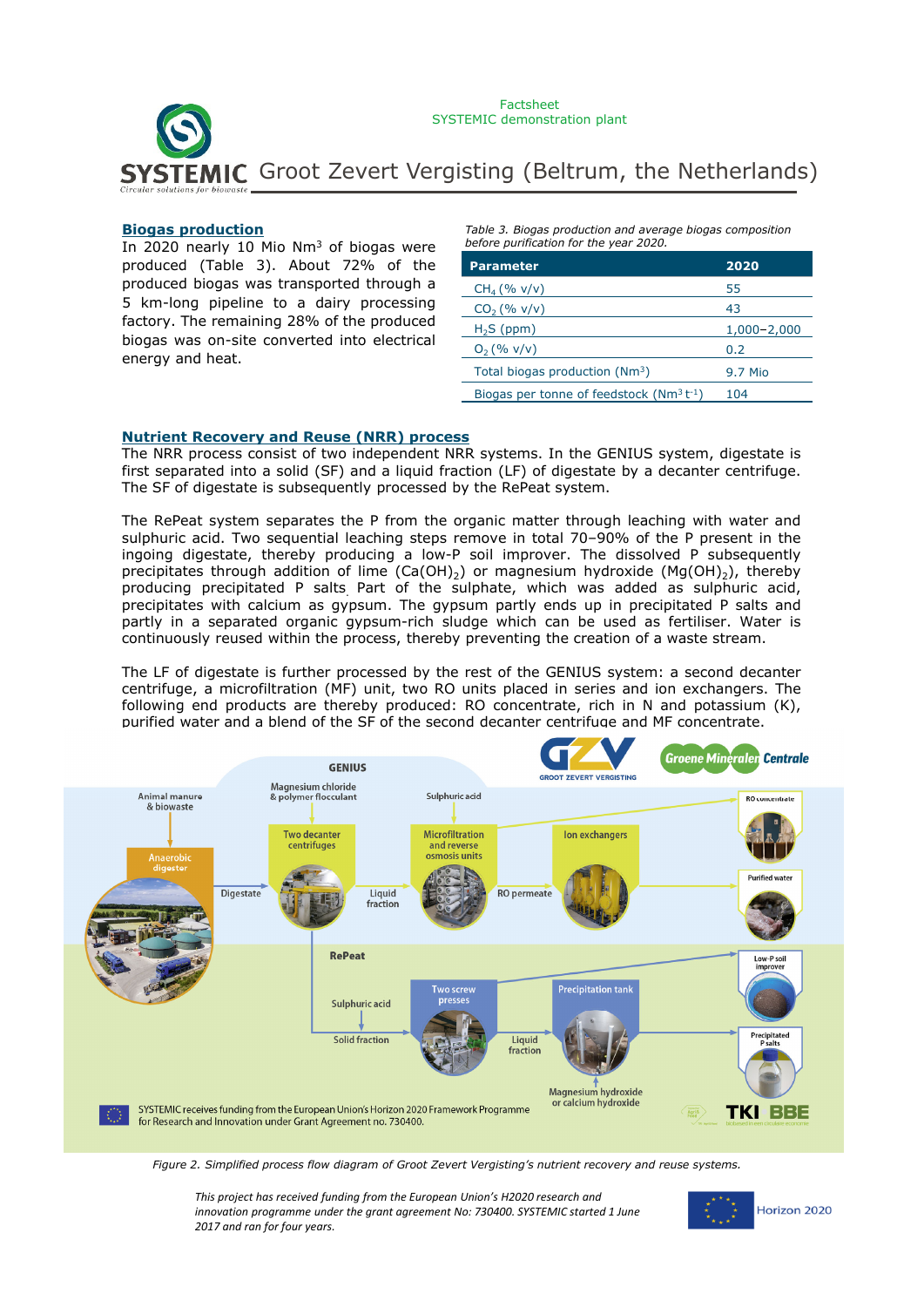Factsheet
SYSTEMIC demonstration plant

# Groot Zevert Vergisting (Beltrum, the Netherlands)

## Biogas production

In 2020 nearly 10 Mio Nm$^3$ of biogas were produced (Table 3). About 72% of the produced biogas was transported through a 5 km-long pipeline to a dairy processing factory. The remaining 28% of the produced biogas was on-site converted into electrical energy and heat.

*Table 3. Biogas production and average biogas composition before purification for the year 2020.*

| Parameter | 2020 |
|---|---|
| $CH_4$ (% v/v) | 55 |
| $CO_2$ (% v/v) | 43 |
| $H_2S$ (ppm) | 1,000–2,000 |
| $O_2$ (% v/v) | 0.2 |
| Total biogas production (Nm$^3$) | 9.7 Mio |
| Biogas per tonne of feedstock (Nm$^3$ t$^{-1}$) | 104 |

## Nutrient Recovery and Reuse (NRR) process

The NRR process consist of two independent NRR systems. In the GENIUS system, digestate is first separated into a solid (SF) and a liquid fraction (LF) of digestate by a decanter centrifuge. The SF of digestate is subsequently processed by the RePeat system.

The RePeat system separates the P from the organic matter through leaching with water and sulphuric acid. Two sequential leaching steps remove in total 70–90% of the P present in the ingoing digestate, thereby producing a low-P soil improver. The dissolved P subsequently precipitates through addition of lime ($Ca(OH)_2$) or magnesium hydroxide ($Mg(OH)_2$), thereby producing precipitated P salts. Part of the sulphate, which was added as sulphuric acid, precipitates with calcium as gypsum. The gypsum partly ends up in precipitated P salts and partly in a separated organic gypsum-rich sludge which can be used as fertiliser. Water is continuously reused within the process, thereby preventing the creation of a waste stream.

The LF of digestate is further processed by the rest of the GENIUS system: a second decanter centrifuge, a microfiltration (MF) unit, two RO units placed in series and ion exchangers. The following end products are thereby produced: RO concentrate, rich in N and potassium (K), purified water and a blend of the SF of the second decanter centrifuge and MF concentrate.

*Figure 2. Simplified process flow diagram of Groot Zevert Vergisting's nutrient recovery and reuse systems.*

*This project has received funding from the European Union's H2020 research and innovation programme under the grant agreement No: 730400. SYSTEMIC started 1 June 2017 and ran for four years.*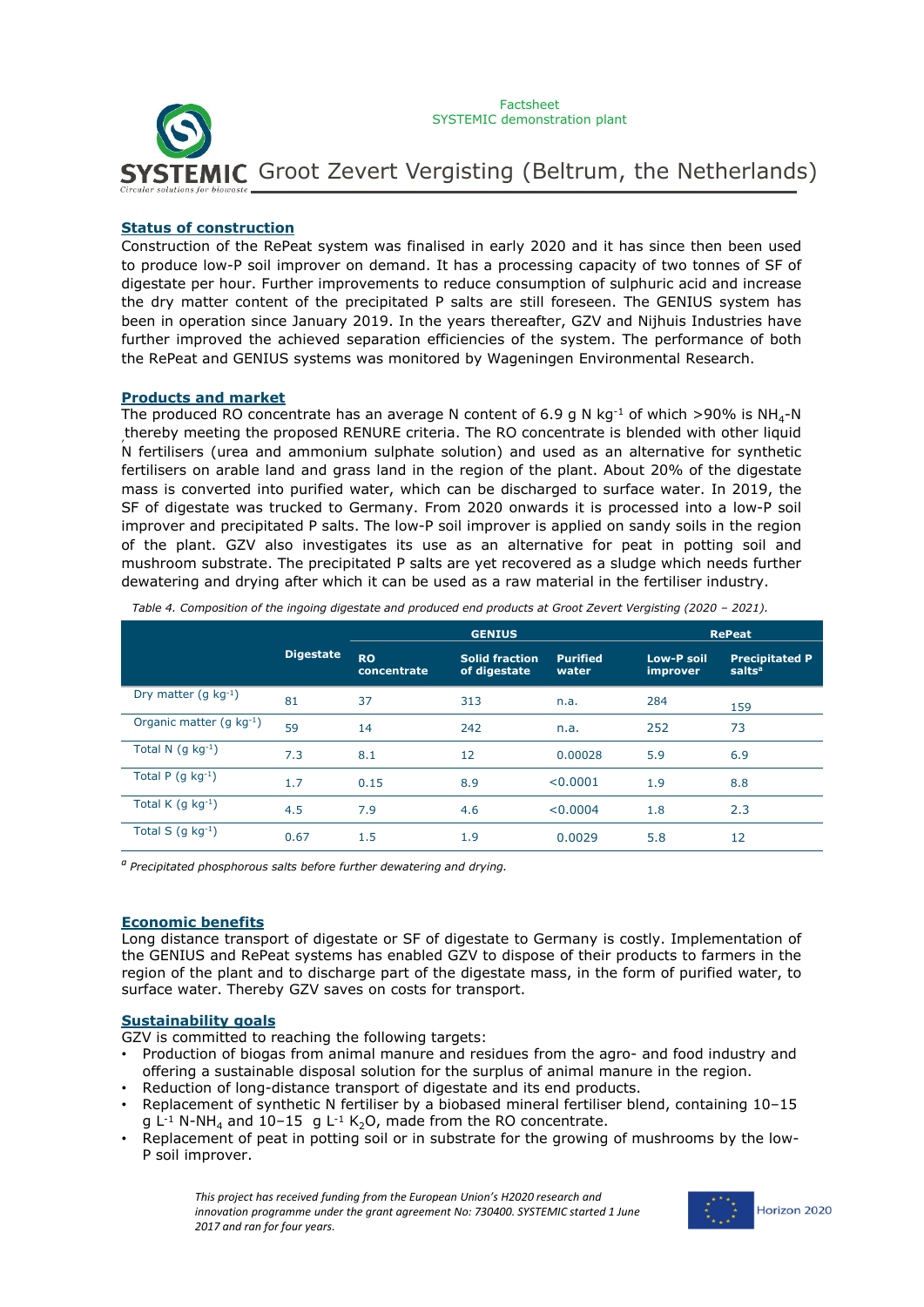Factsheet
SYSTEMIC demonstration plant

# Groot Zevert Vergisting (Beltrum, the Netherlands)

## Status of construction

Construction of the RePeat system was finalised in early 2020 and it has since then been used to produce low-P soil improver on demand. It has a processing capacity of two tonnes of SF of digestate per hour. Further improvements to reduce consumption of sulphuric acid and increase the dry matter content of the precipitated P salts are still foreseen. The GENIUS system has been in operation since January 2019. In the years thereafter, GZV and Nijhuis Industries have further improved the achieved separation efficiencies of the system. The performance of both the RePeat and GENIUS systems was monitored by Wageningen Environmental Research.

## Products and market

The produced RO concentrate has an average N content of 6.9 g N $kg^{-1}$ of which >90% is $NH_4$-N , thereby meeting the proposed RENURE criteria. The RO concentrate is blended with other liquid N fertilisers (urea and ammonium sulphate solution) and used as an alternative for synthetic fertilisers on arable land and grass land in the region of the plant. About 20% of the digestate mass is converted into purified water, which can be discharged to surface water. In 2019, the SF of digestate was trucked to Germany. From 2020 onwards it is processed into a low-P soil improver and precipitated P salts. The low-P soil improver is applied on sandy soils in the region of the plant. GZV also investigates its use as an alternative for peat in potting soil and mushroom substrate. The precipitated P salts are yet recovered as a sludge which needs further dewatering and drying after which it can be used as a raw material in the fertiliser industry.

*Table 4. Composition of the ingoing digestate and produced end products at Groot Zevert Vergisting (2020 – 2021).*

| | Digestate | GENIUS | | | RePeat | |
|---|---|---|---|---|---|---|
| | | RO concentrate | Solid fraction of digestate | Purified water | Low-P soil improver | Precipitated P salts[a] |
| Dry matter (g $kg^{-1}$) | 81 | 37 | 313 | n.a. | 284 | 159 |
| Organic matter (g $kg^{-1}$) | 59 | 14 | 242 | n.a. | 252 | 73 |
| Total N (g $kg^{-1}$) | 7.3 | 8.1 | 12 | 0.00028 | 5.9 | 6.9 |
| Total P (g $kg^{-1}$) | 1.7 | 0.15 | 8.9 | <0.0001 | 1.9 | 8.8 |
| Total K (g $kg^{-1}$) | 4.5 | 7.9 | 4.6 | <0.0004 | 1.8 | 2.3 |
| Total S (g $kg^{-1}$) | 0.67 | 1.5 | 1.9 | 0.0029 | 5.8 | 12 |

[a] *Precipitated phosphorous salts before further dewatering and drying.*

## Economic benefits

Long distance transport of digestate or SF of digestate to Germany is costly. Implementation of the GENIUS and RePeat systems has enabled GZV to dispose of their products to farmers in the region of the plant and to discharge part of the digestate mass, in the form of purified water, to surface water. Thereby GZV saves on costs for transport.

## Sustainability goals

GZV is committed to reaching the following targets:

- Production of biogas from animal manure and residues from the agro- and food industry and offering a sustainable disposal solution for the surplus of animal manure in the region.
- Reduction of long-distance transport of digestate and its end products.
- Replacement of synthetic N fertiliser by a biobased mineral fertiliser blend, containing 10–15 g $L^{-1}$ N-$NH_4$ and 10–15 g $L^{-1}$ $K_2O$, made from the RO concentrate.
- Replacement of peat in potting soil or in substrate for the growing of mushrooms by the low-P soil improver.

*This project has received funding from the European Union's H2020 research and innovation programme under the grant agreement No: 730400. SYSTEMIC started 1 June 2017 and ran for four years.*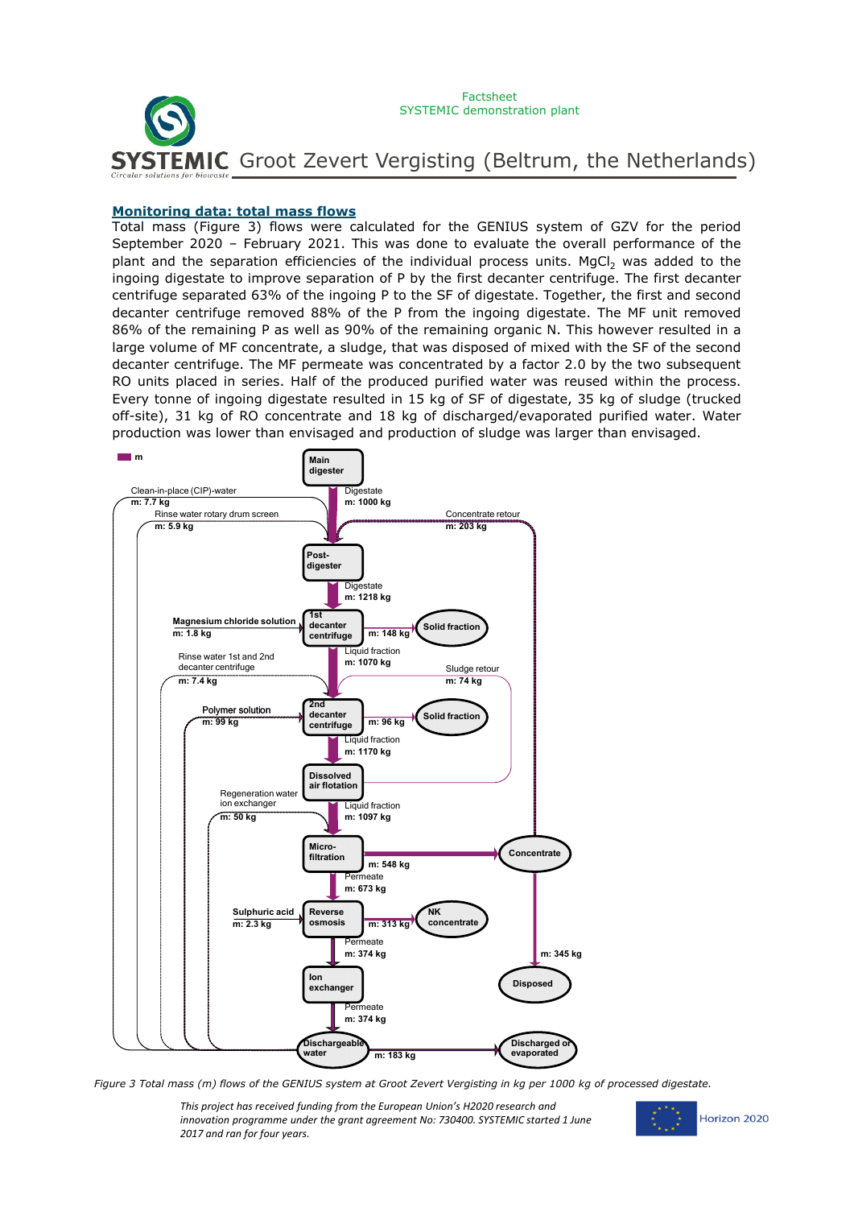## Monitoring data: total mass flows

Total mass (Figure 3) flows were calculated for the GENIUS system of GZV for the period September 2020 – February 2021. This was done to evaluate the overall performance of the plant and the separation efficiencies of the individual process units. $MgCl_2$ was added to the ingoing digestate to improve separation of P by the first decanter centrifuge. The first decanter centrifuge separated 63% of the ingoing P to the SF of digestate. Together, the first and second decanter centrifuge removed 88% of the P from the ingoing digestate. The MF unit removed 86% of the remaining P as well as 90% of the remaining organic N. This however resulted in a large volume of MF concentrate, a sludge, that was disposed of mixed with the SF of the second decanter centrifuge. The MF permeate was concentrated by a factor 2.0 by the two subsequent RO units placed in series. Half of the produced purified water was reused within the process. Every tonne of ingoing digestate resulted in 15 kg of SF of digestate, 35 kg of sludge (trucked off-site), 31 kg of RO concentrate and 18 kg of discharged/evaporated purified water. Water production was lower than envisaged and production of sludge was larger than envisaged.

*Figure 3 Total mass (m) flows of the GENIUS system at Groot Zevert Vergisting in kg per 1000 kg of processed digestate.*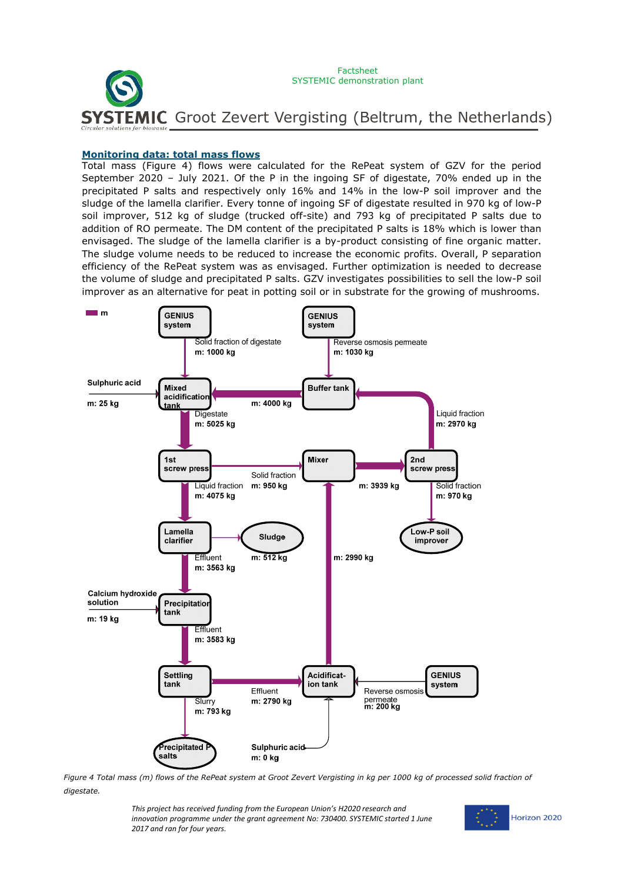## Monitoring data: total mass flows

Total mass (Figure 4) flows were calculated for the RePeat system of GZV for the period September 2020 – July 2021. Of the P in the ingoing SF of digestate, 70% ended up in the precipitated P salts and respectively only 16% and 14% in the low-P soil improver and the sludge of the lamella clarifier. Every tonne of ingoing SF of digestate resulted in 970 kg of low-P soil improver, 512 kg of sludge (trucked off-site) and 793 kg of precipitated P salts due to addition of RO permeate. The DM content of the precipitated P salts is 18% which is lower than envisaged. The sludge of the lamella clarifier is a by-product consisting of fine organic matter. The sludge volume needs to be reduced to increase the economic profits. Overall, P separation efficiency of the RePeat system was as envisaged. Further optimization is needed to decrease the volume of sludge and precipitated P salts. GZV investigates possibilities to sell the low-P soil improver as an alternative for peat in potting soil or in substrate for the growing of mushrooms.

*Figure 4 Total mass (m) flows of the RePeat system at Groot Zevert Vergisting in kg per 1000 kg of processed solid fraction of digestate.*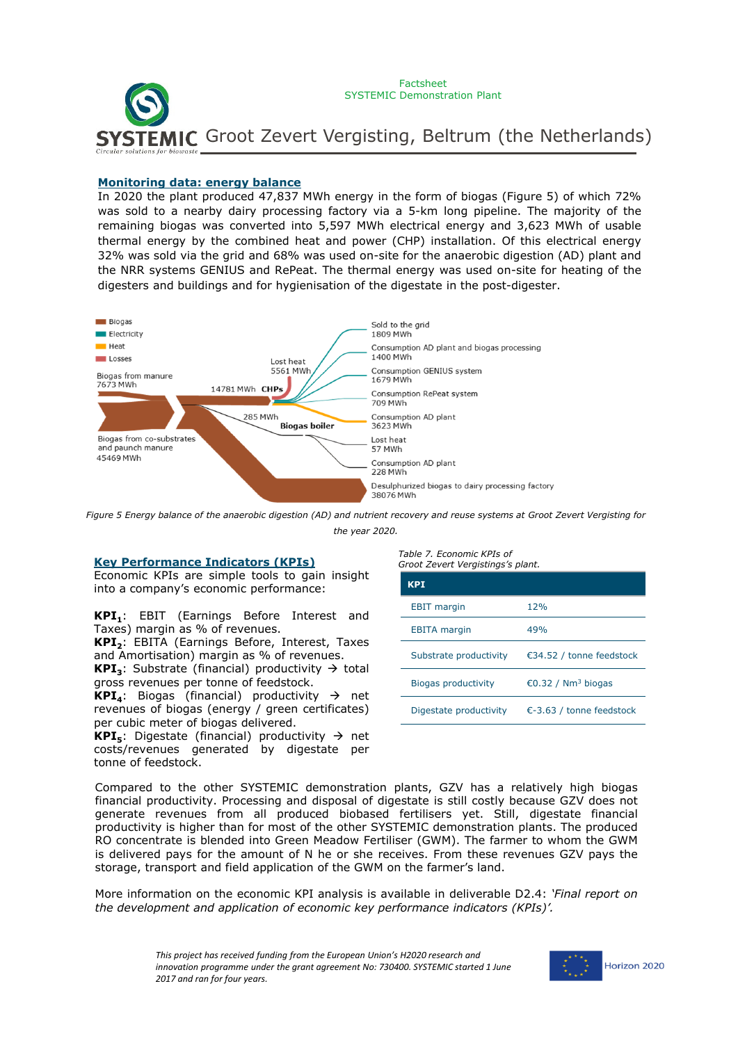Factsheet
SYSTEMIC Demonstration Plant

# Groot Zevert Vergisting, Beltrum (the Netherlands)

## Monitoring data: energy balance

In 2020 the plant produced 47,837 MWh energy in the form of biogas (Figure 5) of which 72% was sold to a nearby dairy processing factory via a 5-km long pipeline. The majority of the remaining biogas was converted into 5,597 MWh electrical energy and 3,623 MWh of usable thermal energy by the combined heat and power (CHP) installation. Of this electrical energy 32% was sold via the grid and 68% was used on-site for the anaerobic digestion (AD) plant and the NRR systems GENIUS and RePeat. The thermal energy was used on-site for heating of the digesters and buildings and for hygienisation of the digestate in the post-digester.

Biogas
Electricity
Heat
Losses

Biogas from manure
7673 MWh

Biogas from co-substrates and paunch manure
45469 MWh

14781 MWh CHPs

Lost heat
5561 MWh

285 MWh
Biogas boiler

Sold to the grid
1809 MWh

Consumption AD plant and biogas processing
1400 MWh

Consumption GENIUS system
1679 MWh

Consumption RePeat system
709 MWh

Consumption AD plant
3623 MWh

Lost heat
57 MWh

Consumption AD plant
228 MWh

Desulphurized biogas to dairy processing factory
38076 MWh

*Figure 5 Energy balance of the anaerobic digestion (AD) and nutrient recovery and reuse systems at Groot Zevert Vergisting for the year 2020.*

## Key Performance Indicators (KPIs)

Economic KPIs are simple tools to gain insight into a company's economic performance:

**$KPI_1$**: EBIT (Earnings Before Interest and Taxes) margin as % of revenues.
**$KPI_2$**: EBITA (Earnings Before, Interest, Taxes and Amortisation) margin as % of revenues.
**$KPI_3$**: Substrate (financial) productivity → total gross revenues per tonne of feedstock.
**$KPI_4$**: Biogas (financial) productivity → net revenues of biogas (energy / green certificates) per cubic meter of biogas delivered.
**$KPI_5$**: Digestate (financial) productivity → net costs/revenues generated by digestate per tonne of feedstock.

*Table 7. Economic KPIs of Groot Zevert Vergistings's plant.*

| KPI | |
|---|---|
| EBIT margin | 12% |
| EBITA margin | 49% |
| Substrate productivity | €34.52 / tonne feedstock |
| Biogas productivity | €0.32 / Nm$^3$ biogas |
| Digestate productivity | €-3.63 / tonne feedstock |

Compared to the other SYSTEMIC demonstration plants, GZV has a relatively high biogas financial productivity. Processing and disposal of digestate is still costly because GZV does not generate revenues from all produced biobased fertilisers yet. Still, digestate financial productivity is higher than for most of the other SYSTEMIC demonstration plants. The produced RO concentrate is blended into Green Meadow Fertiliser (GWM). The farmer to whom the GWM is delivered pays for the amount of N he or she receives. From these revenues GZV pays the storage, transport and field application of the GWM on the farmer's land.

More information on the economic KPI analysis is available in deliverable D2.4: *'Final report on the development and application of economic key performance indicators (KPIs)'.*

*This project has received funding from the European Union's H2020 research and innovation programme under the grant agreement No: 730400. SYSTEMIC started 1 June 2017 and ran for four years.*

Horizon 2020